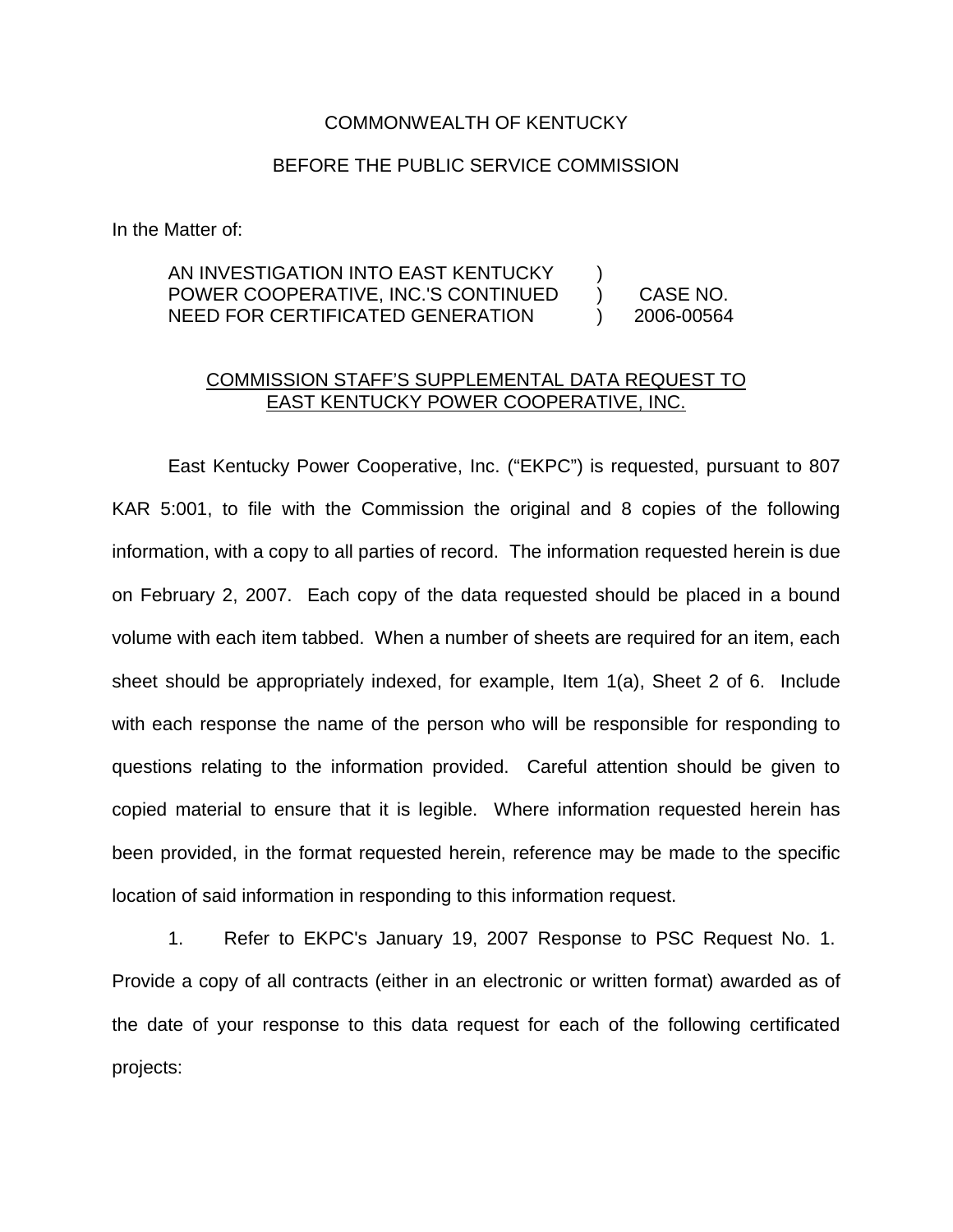COMMONWEALTH OF KENTUCKY

BEFORE THE PUBLIC SERVICE COMMISSION

In the Matter of:

| | | |
|---|---|---|
| AN INVESTIGATION INTO EAST KENTUCKY POWER COOPERATIVE, INC.'S CONTINUED NEED FOR CERTIFICATED GENERATION | ) ) ) | CASE NO. 2006-00564 |

COMMISSION STAFF'S SUPPLEMENTAL DATA REQUEST TO EAST KENTUCKY POWER COOPERATIVE, INC.

East Kentucky Power Cooperative, Inc. ("EKPC") is requested, pursuant to 807 KAR 5:001, to file with the Commission the original and 8 copies of the following information, with a copy to all parties of record. The information requested herein is due on February 2, 2007. Each copy of the data requested should be placed in a bound volume with each item tabbed. When a number of sheets are required for an item, each sheet should be appropriately indexed, for example, Item 1(a), Sheet 2 of 6. Include with each response the name of the person who will be responsible for responding to questions relating to the information provided. Careful attention should be given to copied material to ensure that it is legible. Where information requested herein has been provided, in the format requested herein, reference may be made to the specific location of said information in responding to this information request.

1. Refer to EKPC's January 19, 2007 Response to PSC Request No. 1. Provide a copy of all contracts (either in an electronic or written format) awarded as of the date of your response to this data request for each of the following certificated projects: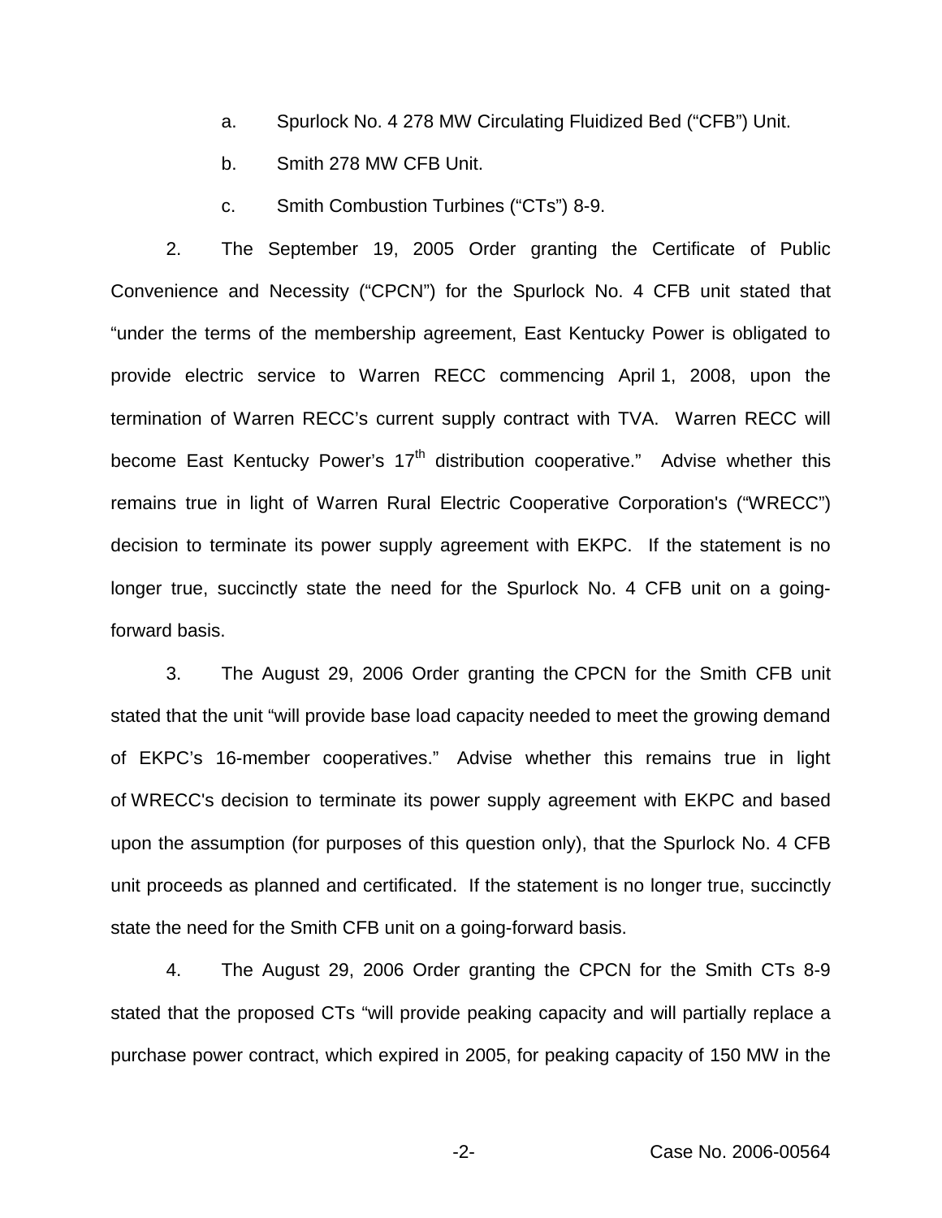a. Spurlock No. 4 278 MW Circulating Fluidized Bed ("CFB") Unit.

b. Smith 278 MW CFB Unit.

c. Smith Combustion Turbines ("CTs") 8-9.

2. The September 19, 2005 Order granting the Certificate of Public Convenience and Necessity ("CPCN") for the Spurlock No. 4 CFB unit stated that "under the terms of the membership agreement, East Kentucky Power is obligated to provide electric service to Warren RECC commencing April 1, 2008, upon the termination of Warren RECC's current supply contract with TVA. Warren RECC will become East Kentucky Power's 17th distribution cooperative." Advise whether this remains true in light of Warren Rural Electric Cooperative Corporation's ("WRECC") decision to terminate its power supply agreement with EKPC. If the statement is no longer true, succinctly state the need for the Spurlock No. 4 CFB unit on a going-forward basis.

3. The August 29, 2006 Order granting the CPCN for the Smith CFB unit stated that the unit "will provide base load capacity needed to meet the growing demand of EKPC's 16-member cooperatives." Advise whether this remains true in light of WRECC's decision to terminate its power supply agreement with EKPC and based upon the assumption (for purposes of this question only), that the Spurlock No. 4 CFB unit proceeds as planned and certificated. If the statement is no longer true, succinctly state the need for the Smith CFB unit on a going-forward basis.

4. The August 29, 2006 Order granting the CPCN for the Smith CTs 8-9 stated that the proposed CTs "will provide peaking capacity and will partially replace a purchase power contract, which expired in 2005, for peaking capacity of 150 MW in the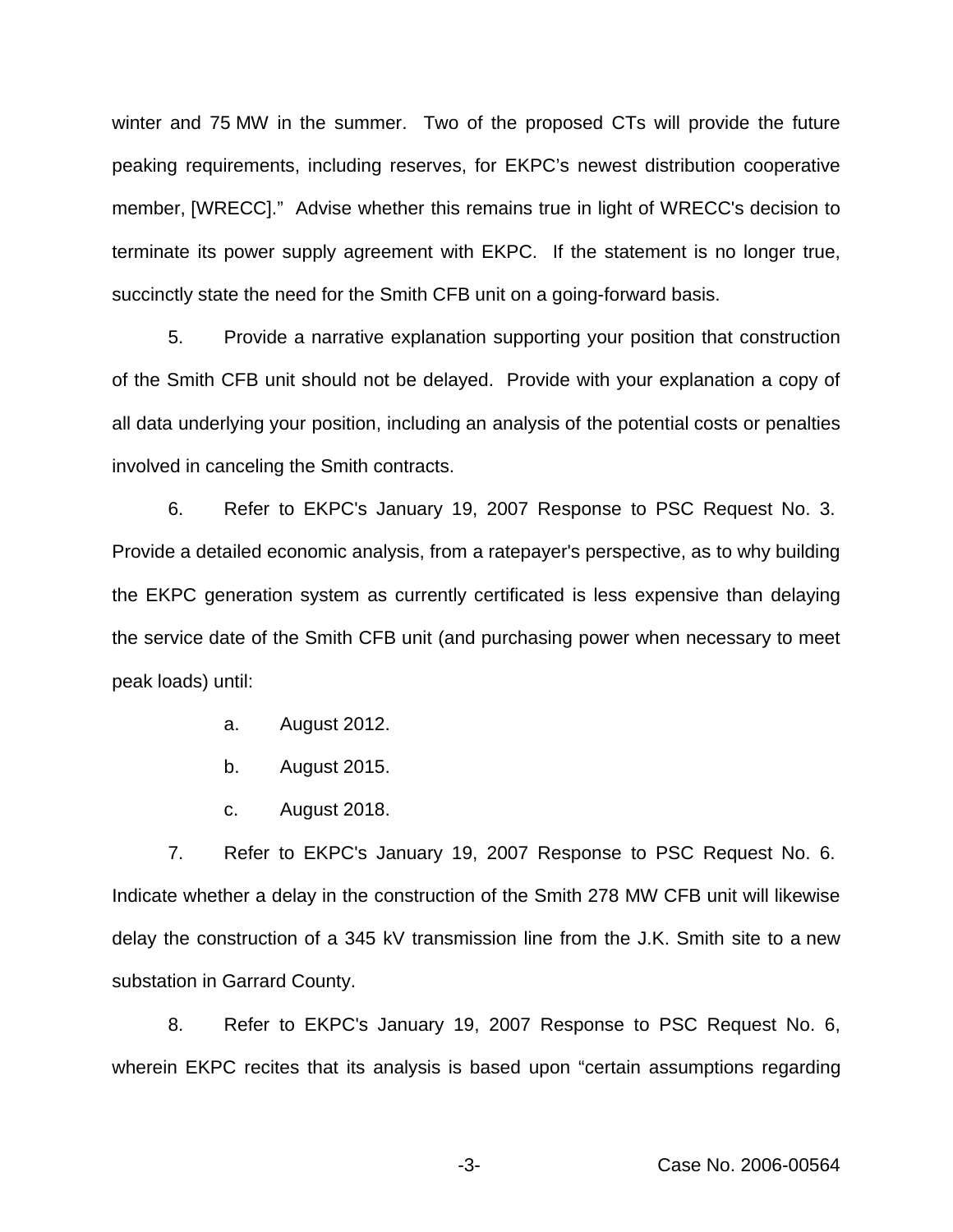winter and 75 MW in the summer. Two of the proposed CTs will provide the future peaking requirements, including reserves, for EKPC's newest distribution cooperative member, [WRECC]." Advise whether this remains true in light of WRECC's decision to terminate its power supply agreement with EKPC. If the statement is no longer true, succinctly state the need for the Smith CFB unit on a going-forward basis.

5. Provide a narrative explanation supporting your position that construction of the Smith CFB unit should not be delayed. Provide with your explanation a copy of all data underlying your position, including an analysis of the potential costs or penalties involved in canceling the Smith contracts.

6. Refer to EKPC's January 19, 2007 Response to PSC Request No. 3. Provide a detailed economic analysis, from a ratepayer's perspective, as to why building the EKPC generation system as currently certificated is less expensive than delaying the service date of the Smith CFB unit (and purchasing power when necessary to meet peak loads) until:

a. August 2012.

b. August 2015.

c. August 2018.

7. Refer to EKPC's January 19, 2007 Response to PSC Request No. 6. Indicate whether a delay in the construction of the Smith 278 MW CFB unit will likewise delay the construction of a 345 kV transmission line from the J.K. Smith site to a new substation in Garrard County.

8. Refer to EKPC's January 19, 2007 Response to PSC Request No. 6, wherein EKPC recites that its analysis is based upon "certain assumptions regarding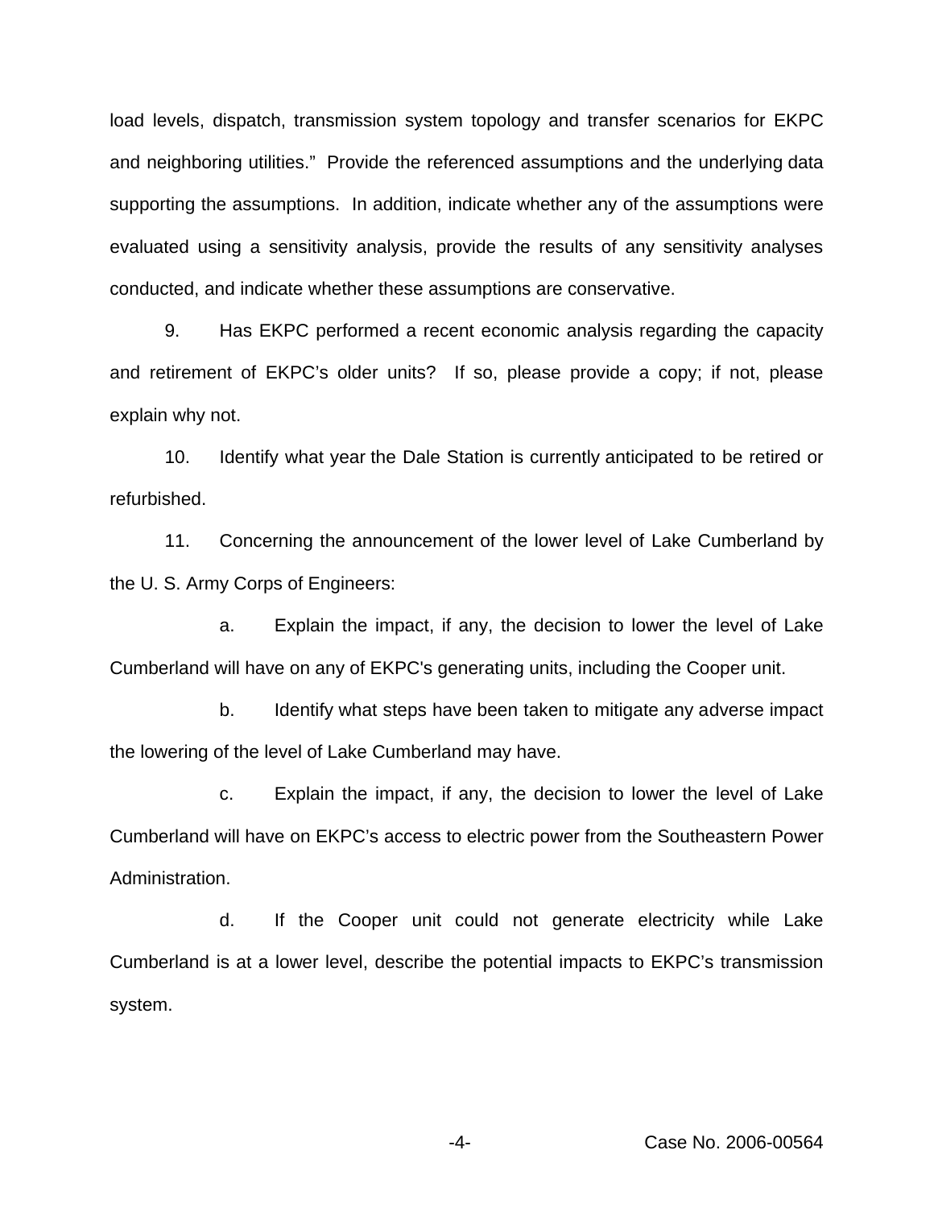load levels, dispatch, transmission system topology and transfer scenarios for EKPC and neighboring utilities." Provide the referenced assumptions and the underlying data supporting the assumptions. In addition, indicate whether any of the assumptions were evaluated using a sensitivity analysis, provide the results of any sensitivity analyses conducted, and indicate whether these assumptions are conservative.

9. Has EKPC performed a recent economic analysis regarding the capacity and retirement of EKPC's older units? If so, please provide a copy; if not, please explain why not.

10. Identify what year the Dale Station is currently anticipated to be retired or refurbished.

11. Concerning the announcement of the lower level of Lake Cumberland by the U. S. Army Corps of Engineers:

   a. Explain the impact, if any, the decision to lower the level of Lake Cumberland will have on any of EKPC's generating units, including the Cooper unit.

   b. Identify what steps have been taken to mitigate any adverse impact the lowering of the level of Lake Cumberland may have.

   c. Explain the impact, if any, the decision to lower the level of Lake Cumberland will have on EKPC's access to electric power from the Southeastern Power Administration.

   d. If the Cooper unit could not generate electricity while Lake Cumberland is at a lower level, describe the potential impacts to EKPC's transmission system.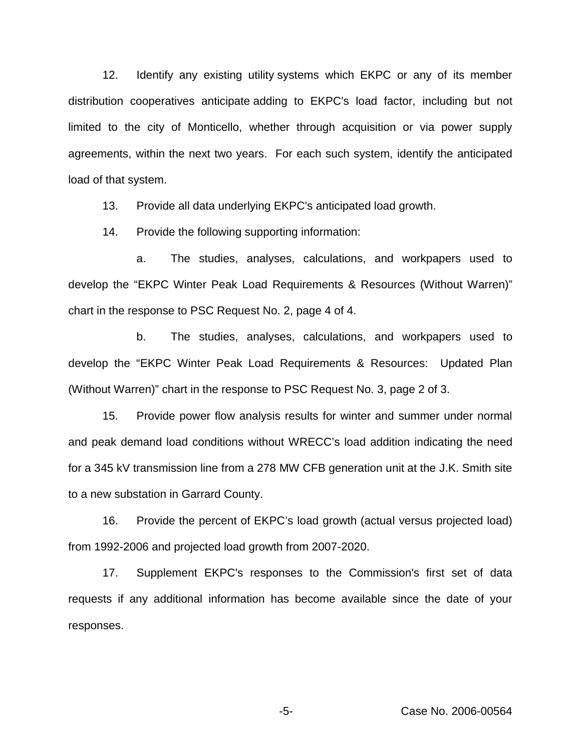12. Identify any existing utility systems which EKPC or any of its member distribution cooperatives anticipate adding to EKPC's load factor, including but not limited to the city of Monticello, whether through acquisition or via power supply agreements, within the next two years. For each such system, identify the anticipated load of that system.

13. Provide all data underlying EKPC's anticipated load growth.

14. Provide the following supporting information:

a. The studies, analyses, calculations, and workpapers used to develop the "EKPC Winter Peak Load Requirements & Resources (Without Warren)" chart in the response to PSC Request No. 2, page 4 of 4.

b. The studies, analyses, calculations, and workpapers used to develop the "EKPC Winter Peak Load Requirements & Resources: Updated Plan (Without Warren)" chart in the response to PSC Request No. 3, page 2 of 3.

15. Provide power flow analysis results for winter and summer under normal and peak demand load conditions without WRECC's load addition indicating the need for a 345 kV transmission line from a 278 MW CFB generation unit at the J.K. Smith site to a new substation in Garrard County.

16. Provide the percent of EKPC's load growth (actual versus projected load) from 1992-2006 and projected load growth from 2007-2020.

17. Supplement EKPC's responses to the Commission's first set of data requests if any additional information has become available since the date of your responses.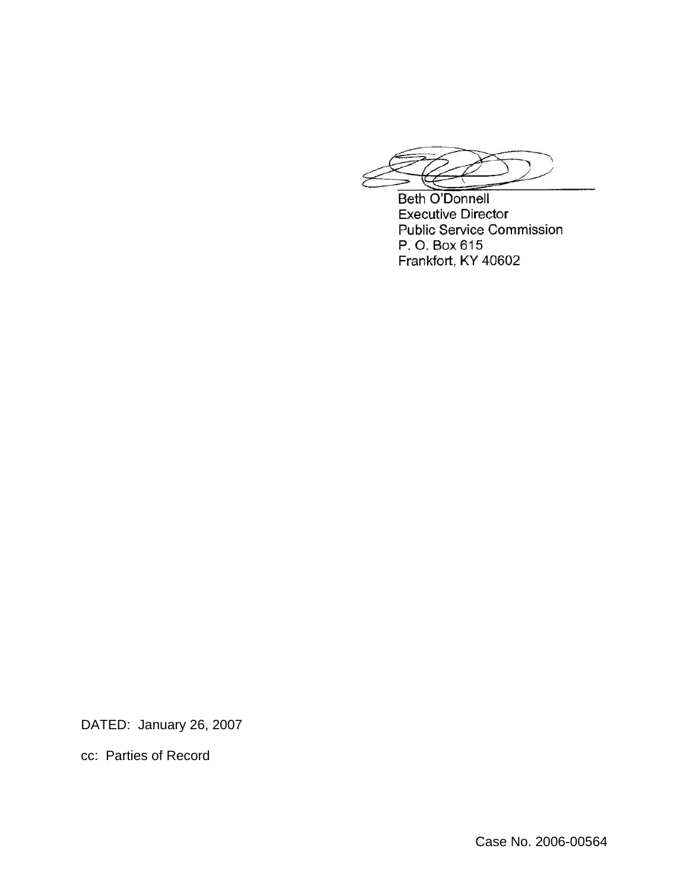Beth O'Donnell
Executive Director
Public Service Commission
P. O. Box 615
Frankfort, KY 40602

DATED: January 26, 2007

cc: Parties of Record

Case No. 2006-00564